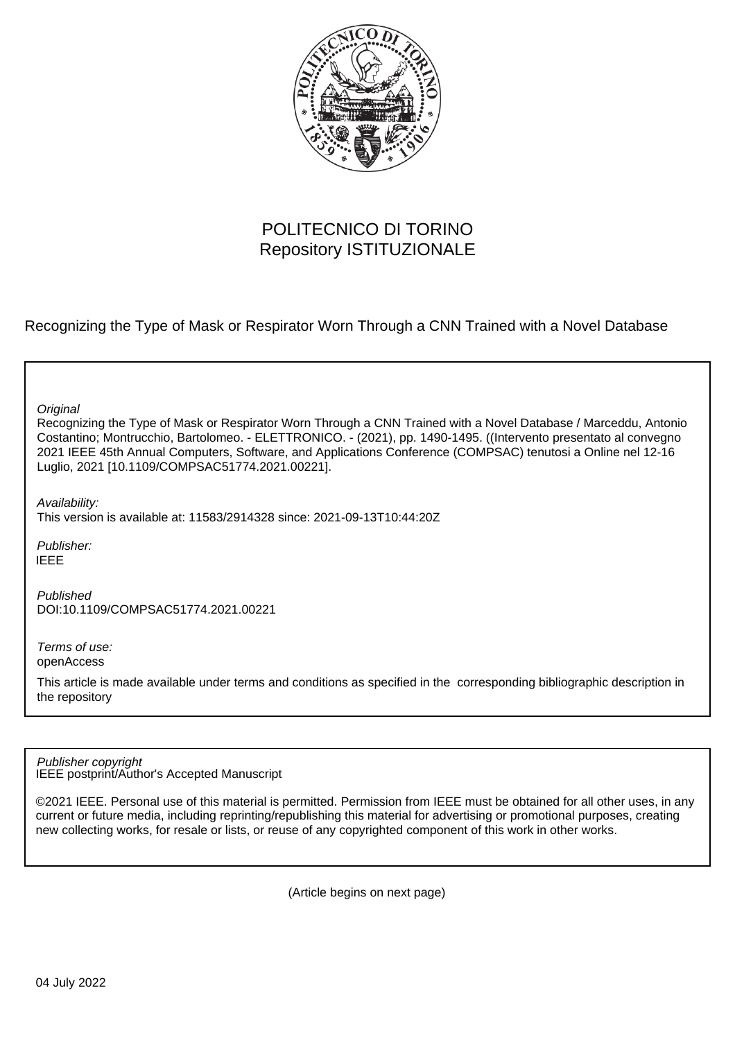POLITECNICO DI TORINO
Repository ISTITUZIONALE

Recognizing the Type of Mask or Respirator Worn Through a CNN Trained with a Novel Database

*Original*

Recognizing the Type of Mask or Respirator Worn Through a CNN Trained with a Novel Database / Marceddu, Antonio Costantino; Montrucchio, Bartolomeo. - ELETTRONICO. - (2021), pp. 1490-1495. ((Intervento presentato al convegno 2021 IEEE 45th Annual Computers, Software, and Applications Conference (COMPSAC) tenutosi a Online nel 12-16 Luglio, 2021 [10.1109/COMPSAC51774.2021.00221].

*Availability:*

This version is available at: 11583/2914328 since: 2021-09-13T10:44:20Z

*Publisher:*

IEEE

*Published*

DOI:10.1109/COMPSAC51774.2021.00221

*Terms of use:*

openAccess

This article is made available under terms and conditions as specified in the corresponding bibliographic description in the repository

*Publisher copyright*

IEEE postprint/Author's Accepted Manuscript

©2021 IEEE. Personal use of this material is permitted. Permission from IEEE must be obtained for all other uses, in any current or future media, including reprinting/republishing this material for advertising or promotional purposes, creating new collecting works, for resale or lists, or reuse of any copyrighted component of this work in other works.

(Article begins on next page)

04 July 2022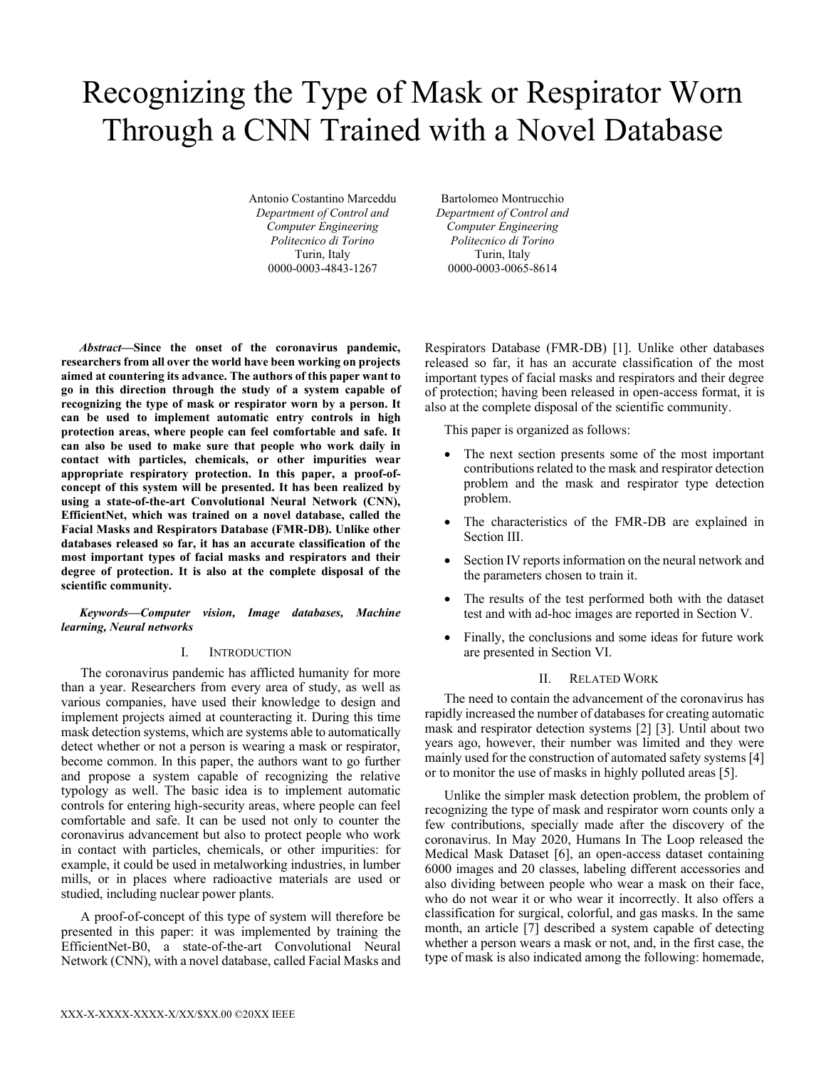# Recognizing the Type of Mask or Respirator Worn Through a CNN Trained with a Novel Database

Antonio Costantino Marceddu
*Department of Control and Computer Engineering*
*Politecnico di Torino*
Turin, Italy
0000-0003-4843-1267

Bartolomeo Montrucchio
*Department of Control and Computer Engineering*
*Politecnico di Torino*
Turin, Italy
0000-0003-0065-8614

***Abstract*—Since the onset of the coronavirus pandemic, researchers from all over the world have been working on projects aimed at countering its advance. The authors of this paper want to go in this direction through the study of a system capable of recognizing the type of mask or respirator worn by a person. It can be used to implement automatic entry controls in high protection areas, where people can feel comfortable and safe. It can also be used to make sure that people who work daily in contact with particles, chemicals, or other impurities wear appropriate respiratory protection. In this paper, a proof-of-concept of this system will be presented. It has been realized by using a state-of-the-art Convolutional Neural Network (CNN), EfficientNet, which was trained on a novel database, called the Facial Masks and Respirators Database (FMR-DB). Unlike other databases released so far, it has an accurate classification of the most important types of facial masks and respirators and their degree of protection. It is also at the complete disposal of the scientific community.**

***Keywords*—Computer vision, Image databases, Machine learning, Neural networks**

## I. Introduction

The coronavirus pandemic has afflicted humanity for more than a year. Researchers from every area of study, as well as various companies, have used their knowledge to design and implement projects aimed at counteracting it. During this time mask detection systems, which are systems able to automatically detect whether or not a person is wearing a mask or respirator, become common. In this paper, the authors want to go further and propose a system capable of recognizing the relative typology as well. The basic idea is to implement automatic controls for entering high-security areas, where people can feel comfortable and safe. It can be used not only to counter the coronavirus advancement but also to protect people who work in contact with particles, chemicals, or other impurities: for example, it could be used in metalworking industries, in lumber mills, or in places where radioactive materials are used or studied, including nuclear power plants.

A proof-of-concept of this type of system will therefore be presented in this paper: it was implemented by training the EfficientNet-B0, a state-of-the-art Convolutional Neural Network (CNN), with a novel database, called Facial Masks and Respirators Database (FMR-DB) [1]. Unlike other databases released so far, it has an accurate classification of the most important types of facial masks and respirators and their degree of protection; having been released in open-access format, it is also at the complete disposal of the scientific community.

This paper is organized as follows:

- The next section presents some of the most important contributions related to the mask and respirator detection problem and the mask and respirator type detection problem.
- The characteristics of the FMR-DB are explained in Section III.
- Section IV reports information on the neural network and the parameters chosen to train it.
- The results of the test performed both with the dataset test and with ad-hoc images are reported in Section V.
- Finally, the conclusions and some ideas for future work are presented in Section VI.

## II. Related Work

The need to contain the advancement of the coronavirus has rapidly increased the number of databases for creating automatic mask and respirator detection systems [2] [3]. Until about two years ago, however, their number was limited and they were mainly used for the construction of automated safety systems [4] or to monitor the use of masks in highly polluted areas [5].

Unlike the simpler mask detection problem, the problem of recognizing the type of mask and respirator worn counts only a few contributions, specially made after the discovery of the coronavirus. In May 2020, Humans In The Loop released the Medical Mask Dataset [6], an open-access dataset containing 6000 images and 20 classes, labeling different accessories and also dividing between people who wear a mask on their face, who do not wear it or who wear it incorrectly. It also offers a classification for surgical, colorful, and gas masks. In the same month, an article [7] described a system capable of detecting whether a person wears a mask or not, and, in the first case, the type of mask is also indicated among the following: homemade,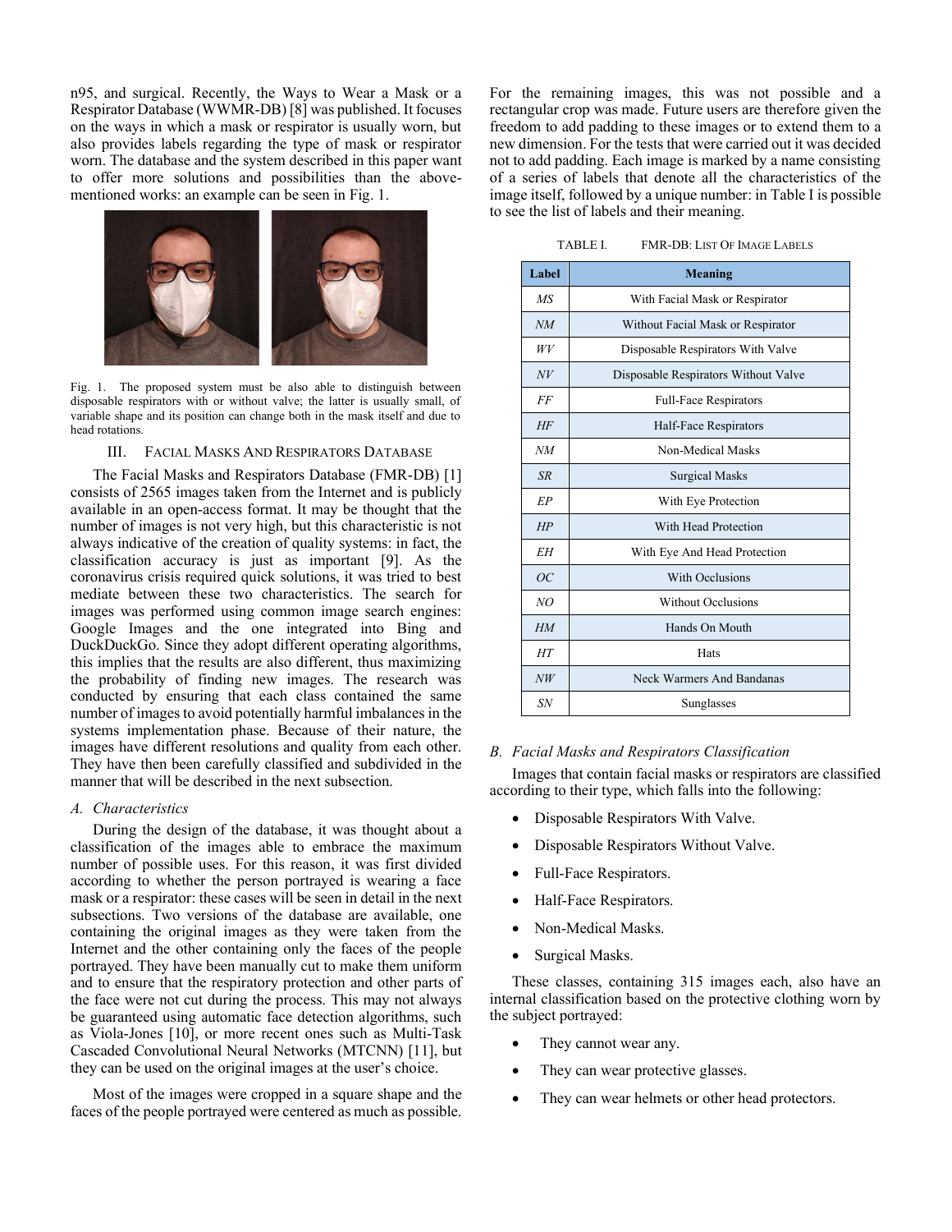n95, and surgical. Recently, the Ways to Wear a Mask or a Respirator Database (WWMR-DB) [8] was published. It focuses on the ways in which a mask or respirator is usually worn, but also provides labels regarding the type of mask or respirator worn. The database and the system described in this paper want to offer more solutions and possibilities than the above-mentioned works: an example can be seen in Fig. 1.

Fig. 1. The proposed system must be also able to distinguish between disposable respirators with or without valve; the latter is usually small, of variable shape and its position can change both in the mask itself and due to head rotations.

## III. Facial Masks And Respirators Database

The Facial Masks and Respirators Database (FMR-DB) [1] consists of 2565 images taken from the Internet and is publicly available in an open-access format. It may be thought that the number of images is not very high, but this characteristic is not always indicative of the creation of quality systems: in fact, the classification accuracy is just as important [9]. As the coronavirus crisis required quick solutions, it was tried to best mediate between these two characteristics. The search for images was performed using common image search engines: Google Images and the one integrated into Bing and DuckDuckGo. Since they adopt different operating algorithms, this implies that the results are also different, thus maximizing the probability of finding new images. The research was conducted by ensuring that each class contained the same number of images to avoid potentially harmful imbalances in the systems implementation phase. Because of their nature, the images have different resolutions and quality from each other. They have then been carefully classified and subdivided in the manner that will be described in the next subsection.

### A. Characteristics

During the design of the database, it was thought about a classification of the images able to embrace the maximum number of possible uses. For this reason, it was first divided according to whether the person portrayed is wearing a face mask or a respirator: these cases will be seen in detail in the next subsections. Two versions of the database are available, one containing the original images as they were taken from the Internet and the other containing only the faces of the people portrayed. They have been manually cut to make them uniform and to ensure that the respiratory protection and other parts of the face were not cut during the process. This may not always be guaranteed using automatic face detection algorithms, such as Viola-Jones [10], or more recent ones such as Multi-Task Cascaded Convolutional Neural Networks (MTCNN) [11], but they can be used on the original images at the user's choice.

Most of the images were cropped in a square shape and the faces of the people portrayed were centered as much as possible. For the remaining images, this was not possible and a rectangular crop was made. Future users are therefore given the freedom to add padding to these images or to extend them to a new dimension. For the tests that were carried out it was decided not to add padding. Each image is marked by a name consisting of a series of labels that denote all the characteristics of the image itself, followed by a unique number: in Table I is possible to see the list of labels and their meaning.

TABLE I. FMR-DB: List Of Image Labels

| Label | Meaning |
|---|---|
| *MS* | With Facial Mask or Respirator |
| *NM* | Without Facial Mask or Respirator |
| *WV* | Disposable Respirators With Valve |
| *NV* | Disposable Respirators Without Valve |
| *FF* | Full-Face Respirators |
| *HF* | Half-Face Respirators |
| *NM* | Non-Medical Masks |
| *SR* | Surgical Masks |
| *EP* | With Eye Protection |
| *HP* | With Head Protection |
| *EH* | With Eye And Head Protection |
| *OC* | With Occlusions |
| *NO* | Without Occlusions |
| *HM* | Hands On Mouth |
| *HT* | Hats |
| *NW* | Neck Warmers And Bandanas |
| *SN* | Sunglasses |

### B. Facial Masks and Respirators Classification

Images that contain facial masks or respirators are classified according to their type, which falls into the following:

- Disposable Respirators With Valve.
- Disposable Respirators Without Valve.
- Full-Face Respirators.
- Half-Face Respirators.
- Non-Medical Masks.
- Surgical Masks.

These classes, containing 315 images each, also have an internal classification based on the protective clothing worn by the subject portrayed:

- They cannot wear any.
- They can wear protective glasses.
- They can wear helmets or other head protectors.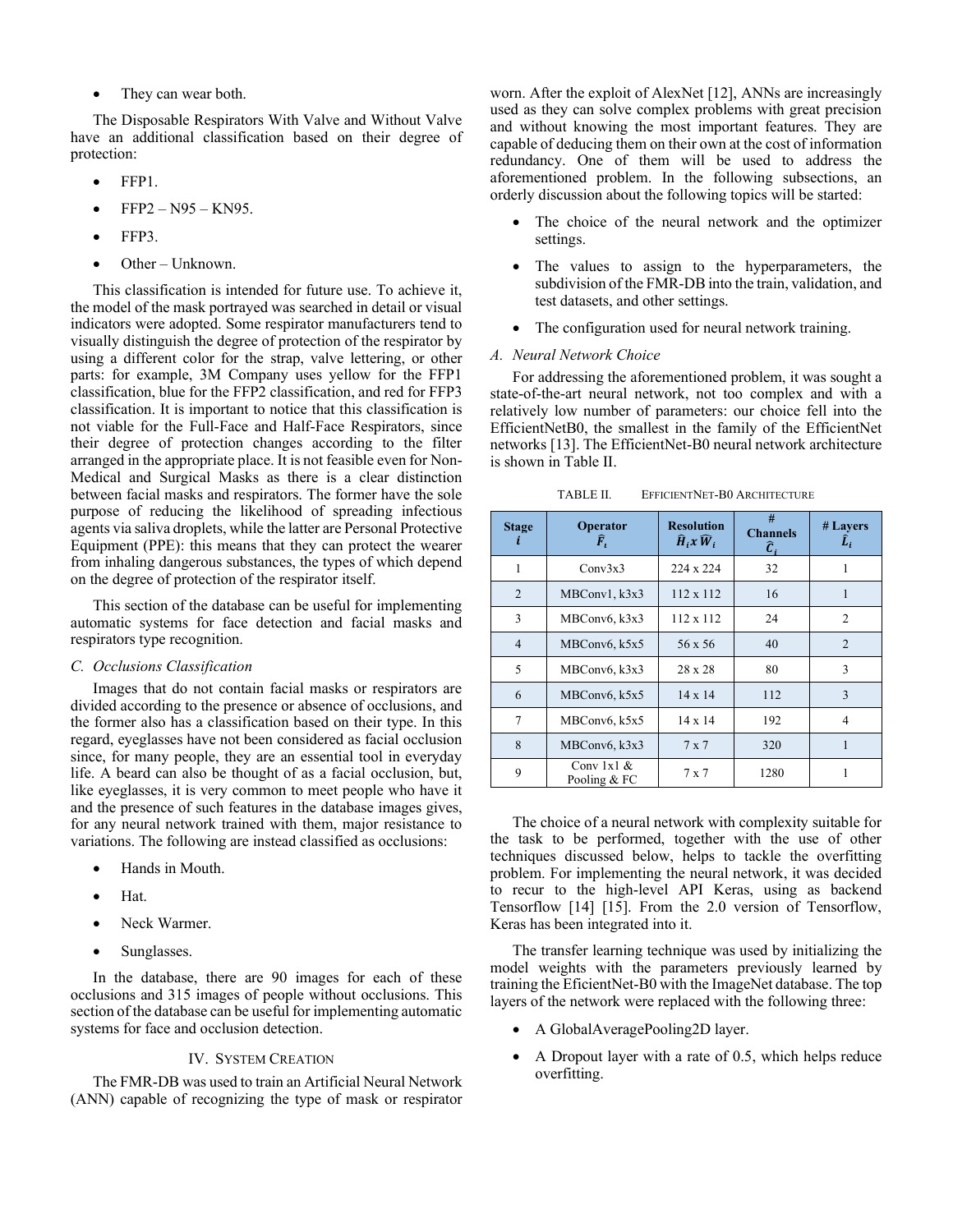- They can wear both.

The Disposable Respirators With Valve and Without Valve have an additional classification based on their degree of protection:

- FFP1.
- FFP2 – N95 – KN95.
- FFP3.
- Other – Unknown.

This classification is intended for future use. To achieve it, the model of the mask portrayed was searched in detail or visual indicators were adopted. Some respirator manufacturers tend to visually distinguish the degree of protection of the respirator by using a different color for the strap, valve lettering, or other parts: for example, 3M Company uses yellow for the FFP1 classification, blue for the FFP2 classification, and red for FFP3 classification. It is important to notice that this classification is not viable for the Full-Face and Half-Face Respirators, since their degree of protection changes according to the filter arranged in the appropriate place. It is not feasible even for Non-Medical and Surgical Masks as there is a clear distinction between facial masks and respirators. The former have the sole purpose of reducing the likelihood of spreading infectious agents via saliva droplets, while the latter are Personal Protective Equipment (PPE): this means that they can protect the wearer from inhaling dangerous substances, the types of which depend on the degree of protection of the respirator itself.

This section of the database can be useful for implementing automatic systems for face detection and facial masks and respirators type recognition.

### C. Occlusions Classification

Images that do not contain facial masks or respirators are divided according to the presence or absence of occlusions, and the former also has a classification based on their type. In this regard, eyeglasses have not been considered as facial occlusion since, for many people, they are an essential tool in everyday life. A beard can also be thought of as a facial occlusion, but, like eyeglasses, it is very common to meet people who have it and the presence of such features in the database images gives, for any neural network trained with them, major resistance to variations. The following are instead classified as occlusions:

- Hands in Mouth.
- Hat.
- Neck Warmer.
- Sunglasses.

In the database, there are 90 images for each of these occlusions and 315 images of people without occlusions. This section of the database can be useful for implementing automatic systems for face and occlusion detection.

## IV. System Creation

The FMR-DB was used to train an Artificial Neural Network (ANN) capable of recognizing the type of mask or respirator worn. After the exploit of AlexNet [12], ANNs are increasingly used as they can solve complex problems with great precision and without knowing the most important features. They are capable of deducing them on their own at the cost of information redundancy. One of them will be used to address the aforementioned problem. In the following subsections, an orderly discussion about the following topics will be started:

- The choice of the neural network and the optimizer settings.
- The values to assign to the hyperparameters, the subdivision of the FMR-DB into the train, validation, and test datasets, and other settings.
- The configuration used for neural network training.

### A. Neural Network Choice

For addressing the aforementioned problem, it was sought a state-of-the-art neural network, not too complex and with a relatively low number of parameters: our choice fell into the EfficientNetB0, the smallest in the family of the EfficientNet networks [13]. The EfficientNet-B0 neural network architecture is shown in Table II.

TABLE II. EfficientNet-B0 Architecture

| Stage $i$ | Operator $\hat{F}_i$ | Resolution $\hat{H}_i x \hat{W}_i$ | # Channels $\hat{C}_i$ | # Layers $\hat{L}_i$ |
|---|---|---|---|---|
| 1 | Conv3x3 | 224 x 224 | 32 | 1 |
| 2 | MBConv1, k3x3 | 112 x 112 | 16 | 1 |
| 3 | MBConv6, k3x3 | 112 x 112 | 24 | 2 |
| 4 | MBConv6, k5x5 | 56 x 56 | 40 | 2 |
| 5 | MBConv6, k3x3 | 28 x 28 | 80 | 3 |
| 6 | MBConv6, k5x5 | 14 x 14 | 112 | 3 |
| 7 | MBConv6, k5x5 | 14 x 14 | 192 | 4 |
| 8 | MBConv6, k3x3 | 7 x 7 | 320 | 1 |
| 9 | Conv 1x1 & Pooling & FC | 7 x 7 | 1280 | 1 |

The choice of a neural network with complexity suitable for the task to be performed, together with the use of other techniques discussed below, helps to tackle the overfitting problem. For implementing the neural network, it was decided to recur to the high-level API Keras, using as backend Tensorflow [14] [15]. From the 2.0 version of Tensorflow, Keras has been integrated into it.

The transfer learning technique was used by initializing the model weights with the parameters previously learned by training the EficientNet-B0 with the ImageNet database. The top layers of the network were replaced with the following three:

- A GlobalAveragePooling2D layer.
- A Dropout layer with a rate of 0.5, which helps reduce overfitting.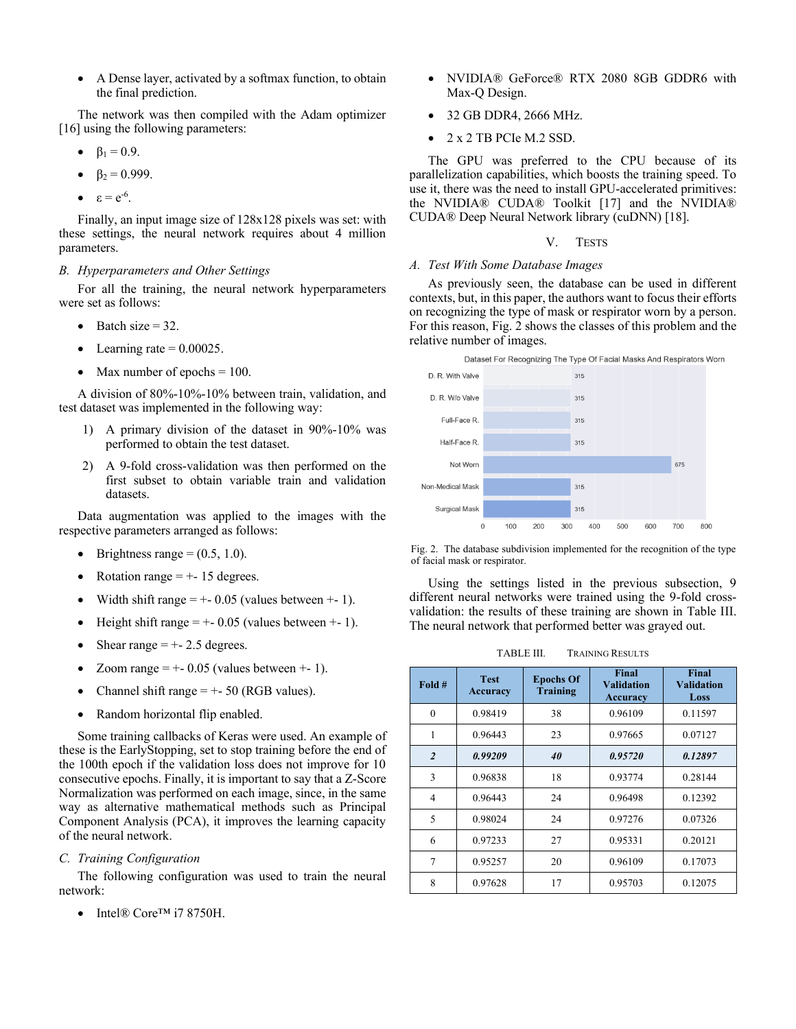- A Dense layer, activated by a softmax function, to obtain the final prediction.

The network was then compiled with the Adam optimizer [16] using the following parameters:

- $\beta_1 = 0.9$.
- $\beta_2 = 0.999$.
- $\varepsilon = e^{-6}$.

Finally, an input image size of 128x128 pixels was set: with these settings, the neural network requires about 4 million parameters.

### B. Hyperparameters and Other Settings

For all the training, the neural network hyperparameters were set as follows:

- Batch size = 32.
- Learning rate = 0.00025.
- Max number of epochs = 100.

A division of 80%-10%-10% between train, validation, and test dataset was implemented in the following way:

1) A primary division of the dataset in 90%-10% was performed to obtain the test dataset.
2) A 9-fold cross-validation was then performed on the first subset to obtain variable train and validation datasets.

Data augmentation was applied to the images with the respective parameters arranged as follows:

- Brightness range = (0.5, 1.0).
- Rotation range = +- 15 degrees.
- Width shift range = +- 0.05 (values between +- 1).
- Height shift range = +- 0.05 (values between +- 1).
- Shear range = +- 2.5 degrees.
- Zoom range = +- 0.05 (values between +- 1).
- Channel shift range = +- 50 (RGB values).
- Random horizontal flip enabled.

Some training callbacks of Keras were used. An example of these is the EarlyStopping, set to stop training before the end of the 100th epoch if the validation loss does not improve for 10 consecutive epochs. Finally, it is important to say that a Z-Score Normalization was performed on each image, since, in the same way as alternative mathematical methods such as Principal Component Analysis (PCA), it improves the learning capacity of the neural network.

### C. Training Configuration

The following configuration was used to train the neural network:

- Intel® Core™ i7 8750H.
- NVIDIA® GeForce® RTX 2080 8GB GDDR6 with Max-Q Design.
- 32 GB DDR4, 2666 MHz.
- 2 x 2 TB PCIe M.2 SSD.

The GPU was preferred to the CPU because of its parallelization capabilities, which boosts the training speed. To use it, there was the need to install GPU-accelerated primitives: the NVIDIA® CUDA® Toolkit [17] and the NVIDIA® CUDA® Deep Neural Network library (cuDNN) [18].

## V. Tests

### A. Test With Some Database Images

As previously seen, the database can be used in different contexts, but, in this paper, the authors want to focus their efforts on recognizing the type of mask or respirator worn by a person. For this reason, Fig. 2 shows the classes of this problem and the relative number of images.

Fig. 2. The database subdivision implemented for the recognition of the type of facial mask or respirator.

Using the settings listed in the previous subsection, 9 different neural networks were trained using the 9-fold cross-validation: the results of these training are shown in Table III. The neural network that performed better was grayed out.

TABLE III. Training Results

| Fold # | Test Accuracy | Epochs Of Training | Final Validation Accuracy | Final Validation Loss |
|---|---|---|---|---|
| 0 | 0.98419 | 38 | 0.96109 | 0.11597 |
| 1 | 0.96443 | 23 | 0.97665 | 0.07127 |
| ***2*** | ***0.99209*** | ***40*** | ***0.95720*** | ***0.12897*** |
| 3 | 0.96838 | 18 | 0.93774 | 0.28144 |
| 4 | 0.96443 | 24 | 0.96498 | 0.12392 |
| 5 | 0.98024 | 24 | 0.97276 | 0.07326 |
| 6 | 0.97233 | 27 | 0.95331 | 0.20121 |
| 7 | 0.95257 | 20 | 0.96109 | 0.17073 |
| 8 | 0.97628 | 17 | 0.95703 | 0.12075 |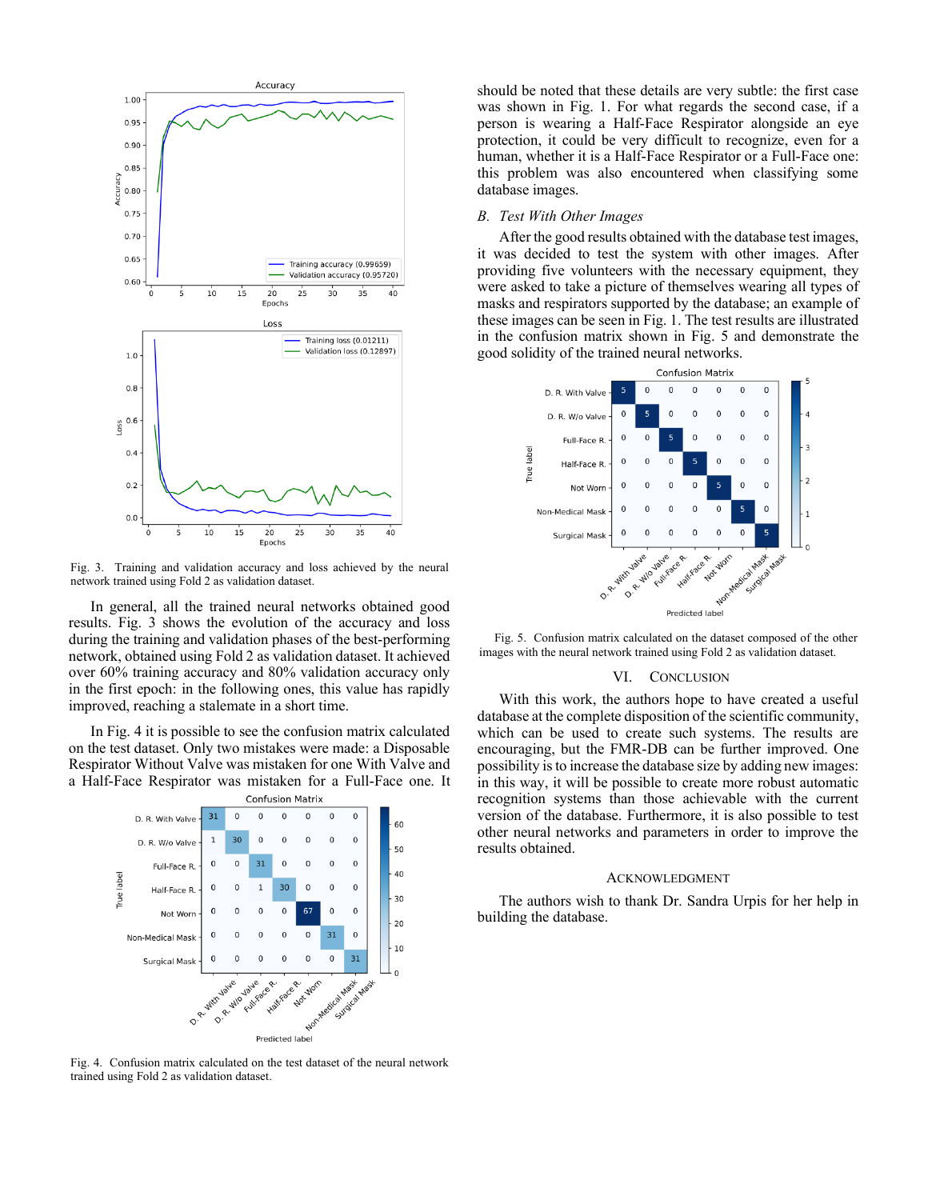Fig. 3. Training and validation accuracy and loss achieved by the neural network trained using Fold 2 as validation dataset.

In general, all the trained neural networks obtained good results. Fig. 3 shows the evolution of the accuracy and loss during the training and validation phases of the best-performing network, obtained using Fold 2 as validation dataset. It achieved over 60% training accuracy and 80% validation accuracy only in the first epoch: in the following ones, this value has rapidly improved, reaching a stalemate in a short time.

In Fig. 4 it is possible to see the confusion matrix calculated on the test dataset. Only two mistakes were made: a Disposable Respirator Without Valve was mistaken for one With Valve and a Half-Face Respirator was mistaken for a Full-Face one. It should be noted that these details are very subtle: the first case was shown in Fig. 1. For what regards the second case, if a person is wearing a Half-Face Respirator alongside an eye protection, it could be very difficult to recognize, even for a human, whether it is a Half-Face Respirator or a Full-Face one: this problem was also encountered when classifying some database images.

| True label \ Predicted label | D. R. With Valve | D. R. W/o Valve | Full-Face R. | Half-Face R. | Not Worn | Non-Medical Mask | Surgical Mask |
|---|---|---|---|---|---|---|---|
| D. R. With Valve | 31 | 0 | 0 | 0 | 0 | 0 | 0 |
| D. R. W/o Valve | 1 | 30 | 0 | 0 | 0 | 0 | 0 |
| Full-Face R. | 0 | 0 | 31 | 0 | 0 | 0 | 0 |
| Half-Face R. | 0 | 0 | 1 | 30 | 0 | 0 | 0 |
| Not Worn | 0 | 0 | 0 | 0 | 67 | 0 | 0 |
| Non-Medical Mask | 0 | 0 | 0 | 0 | 0 | 31 | 0 |
| Surgical Mask | 0 | 0 | 0 | 0 | 0 | 0 | 31 |

Fig. 4. Confusion matrix calculated on the test dataset of the neural network trained using Fold 2 as validation dataset.

### B. *Test With Other Images*

After the good results obtained with the database test images, it was decided to test the system with other images. After providing five volunteers with the necessary equipment, they were asked to take a picture of themselves wearing all types of masks and respirators supported by the database; an example of these images can be seen in Fig. 1. The test results are illustrated in the confusion matrix shown in Fig. 5 and demonstrate the good solidity of the trained neural networks.

| True label \ Predicted label | D. R. With Valve | D. R. W/o Valve | Full-Face R. | Half-Face R. | Not Worn | Non-Medical Mask | Surgical Mask |
|---|---|---|---|---|---|---|---|
| D. R. With Valve | 5 | 0 | 0 | 0 | 0 | 0 | 0 |
| D. R. W/o Valve | 0 | 5 | 0 | 0 | 0 | 0 | 0 |
| Full-Face R. | 0 | 0 | 5 | 0 | 0 | 0 | 0 |
| Half-Face R. | 0 | 0 | 0 | 5 | 0 | 0 | 0 |
| Not Worn | 0 | 0 | 0 | 0 | 5 | 0 | 0 |
| Non-Medical Mask | 0 | 0 | 0 | 0 | 0 | 5 | 0 |
| Surgical Mask | 0 | 0 | 0 | 0 | 0 | 0 | 5 |

Fig. 5. Confusion matrix calculated on the dataset composed of the other images with the neural network trained using Fold 2 as validation dataset.

## VI. CONCLUSION

With this work, the authors hope to have created a useful database at the complete disposition of the scientific community, which can be used to create such systems. The results are encouraging, but the FMR-DB can be further improved. One possibility is to increase the database size by adding new images: in this way, it will be possible to create more robust automatic recognition systems than those achievable with the current version of the database. Furthermore, it is also possible to test other neural networks and parameters in order to improve the results obtained.

## ACKNOWLEDGMENT

The authors wish to thank Dr. Sandra Urpis for her help in building the database.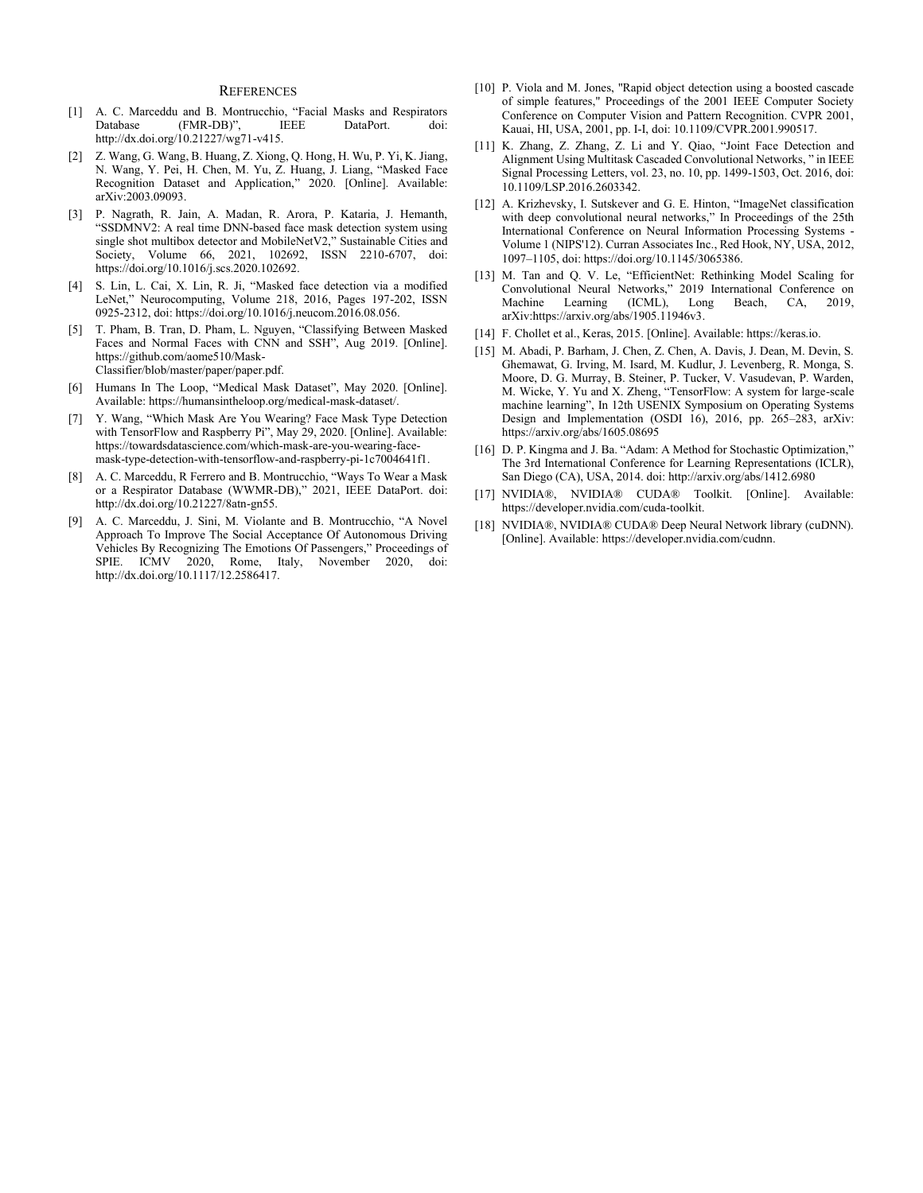## REFERENCES

[1] A. C. Marceddu and B. Montrucchio, "Facial Masks and Respirators Database (FMR-DB)", IEEE DataPort. doi: http://dx.doi.org/10.21227/wg71-v415.

[2] Z. Wang, G. Wang, B. Huang, Z. Xiong, Q. Hong, H. Wu, P. Yi, K. Jiang, N. Wang, Y. Pei, H. Chen, M. Yu, Z. Huang, J. Liang, "Masked Face Recognition Dataset and Application," 2020. [Online]. Available: arXiv:2003.09093.

[3] P. Nagrath, R. Jain, A. Madan, R. Arora, P. Kataria, J. Hemanth, "SSDMNV2: A real time DNN-based face mask detection system using single shot multibox detector and MobileNetV2," Sustainable Cities and Society, Volume 66, 2021, 102692, ISSN 2210-6707, doi: https://doi.org/10.1016/j.scs.2020.102692.

[4] S. Lin, L. Cai, X. Lin, R. Ji, "Masked face detection via a modified LeNet," Neurocomputing, Volume 218, 2016, Pages 197-202, ISSN 0925-2312, doi: https://doi.org/10.1016/j.neucom.2016.08.056.

[5] T. Pham, B. Tran, D. Pham, L. Nguyen, "Classifying Between Masked Faces and Normal Faces with CNN and SSH", Aug 2019. [Online]. https://github.com/aome510/Mask-Classifier/blob/master/paper/paper.pdf.

[6] Humans In The Loop, "Medical Mask Dataset", May 2020. [Online]. Available: https://humansintheloop.org/medical-mask-dataset/.

[7] Y. Wang, "Which Mask Are You Wearing? Face Mask Type Detection with TensorFlow and Raspberry Pi", May 29, 2020. [Online]. Available: https://towardsdatascience.com/which-mask-are-you-wearing-face-mask-type-detection-with-tensorflow-and-raspberry-pi-1c7004641f1.

[8] A. C. Marceddu, R Ferrero and B. Montrucchio, "Ways To Wear a Mask or a Respirator Database (WWMR-DB)," 2021, IEEE DataPort. doi: http://dx.doi.org/10.21227/8atn-gn55.

[9] A. C. Marceddu, J. Sini, M. Violante and B. Montrucchio, "A Novel Approach To Improve The Social Acceptance Of Autonomous Driving Vehicles By Recognizing The Emotions Of Passengers," Proceedings of SPIE. ICMV 2020, Rome, Italy, November 2020, doi: http://dx.doi.org/10.1117/12.2586417.

[10] P. Viola and M. Jones, "Rapid object detection using a boosted cascade of simple features," Proceedings of the 2001 IEEE Computer Society Conference on Computer Vision and Pattern Recognition. CVPR 2001, Kauai, HI, USA, 2001, pp. I-I, doi: 10.1109/CVPR.2001.990517.

[11] K. Zhang, Z. Zhang, Z. Li and Y. Qiao, "Joint Face Detection and Alignment Using Multitask Cascaded Convolutional Networks, " in IEEE Signal Processing Letters, vol. 23, no. 10, pp. 1499-1503, Oct. 2016, doi: 10.1109/LSP.2016.2603342.

[12] A. Krizhevsky, I. Sutskever and G. E. Hinton, "ImageNet classification with deep convolutional neural networks," In Proceedings of the 25th International Conference on Neural Information Processing Systems - Volume 1 (NIPS'12). Curran Associates Inc., Red Hook, NY, USA, 2012, 1097–1105, doi: https://doi.org/10.1145/3065386.

[13] M. Tan and Q. V. Le, "EfficientNet: Rethinking Model Scaling for Convolutional Neural Networks," 2019 International Conference on Machine Learning (ICML), Long Beach, CA, 2019, arXiv:https://arxiv.org/abs/1905.11946v3.

[14] F. Chollet et al., Keras, 2015. [Online]. Available: https://keras.io.

[15] M. Abadi, P. Barham, J. Chen, Z. Chen, A. Davis, J. Dean, M. Devin, S. Ghemawat, G. Irving, M. Isard, M. Kudlur, J. Levenberg, R. Monga, S. Moore, D. G. Murray, B. Steiner, P. Tucker, V. Vasudevan, P. Warden, M. Wicke, Y. Yu and X. Zheng, "TensorFlow: A system for large-scale machine learning", In 12th USENIX Symposium on Operating Systems Design and Implementation (OSDI 16), 2016, pp. 265–283, arXiv: https://arxiv.org/abs/1605.08695

[16] D. P. Kingma and J. Ba. "Adam: A Method for Stochastic Optimization," The 3rd International Conference for Learning Representations (ICLR), San Diego (CA), USA, 2014. doi: http://arxiv.org/abs/1412.6980

[17] NVIDIA®, NVIDIA® CUDA® Toolkit. [Online]. Available: https://developer.nvidia.com/cuda-toolkit.

[18] NVIDIA®, NVIDIA® CUDA® Deep Neural Network library (cuDNN). [Online]. Available: https://developer.nvidia.com/cudnn.